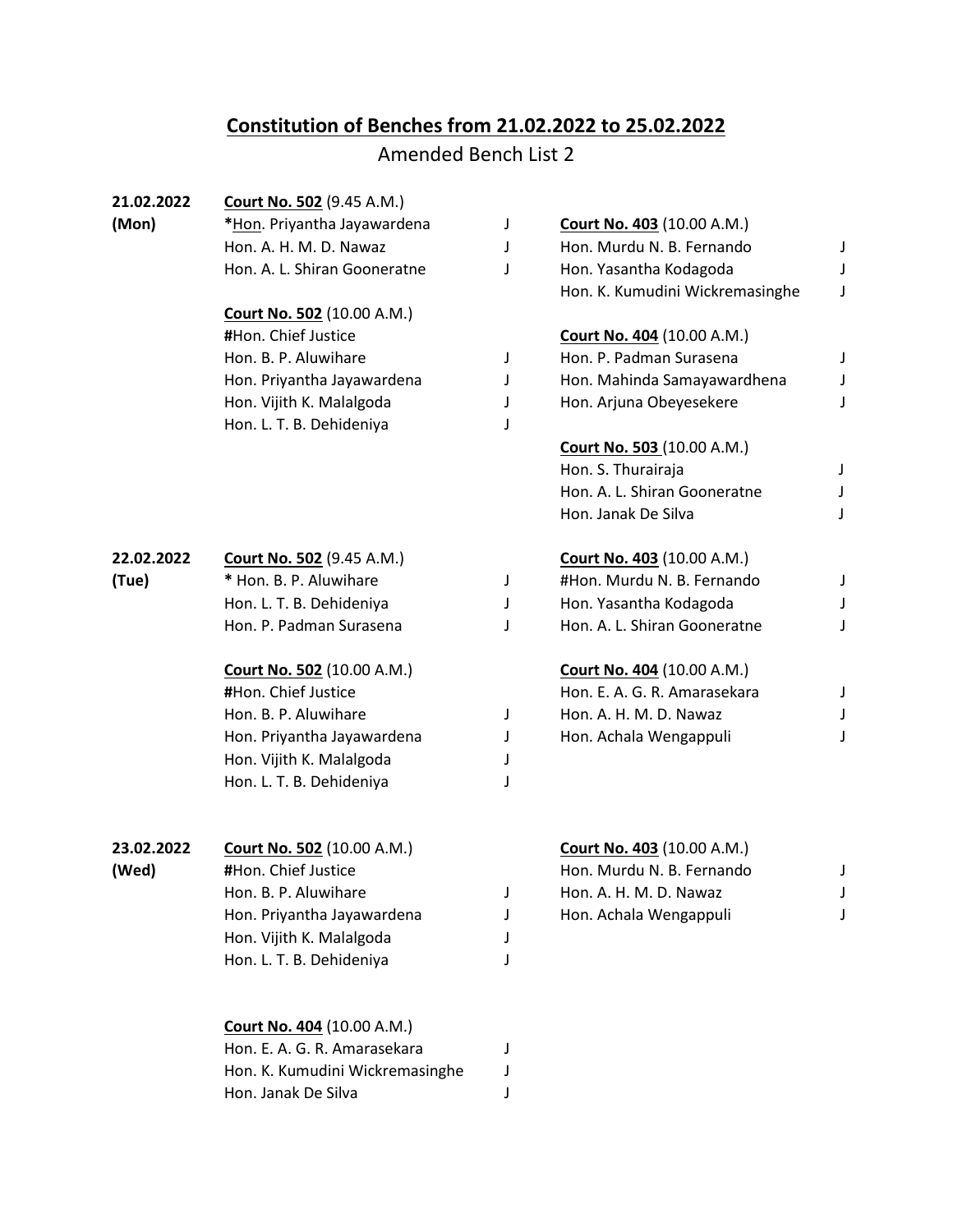## Constitution of Benches from 21.02.2022 to 25.02.2022

Amended Bench List 2

**21.02.2022 (Mon)**

**Court No. 502** (9.45 A.M.)
*Hon. Priyantha Jayawardena J
Hon. A. H. M. D. Nawaz J
Hon. A. L. Shiran Gooneratne J

**Court No. 502** (10.00 A.M.)
#Hon. Chief Justice
Hon. B. P. Aluwihare J
Hon. Priyantha Jayawardena J
Hon. Vijith K. Malalgoda J
Hon. L. T. B. Dehideniya J

**Court No. 403** (10.00 A.M.)
Hon. Murdu N. B. Fernando J
Hon. Yasantha Kodagoda J
Hon. K. Kumudini Wickremasinghe J

**Court No. 404** (10.00 A.M.)
Hon. P. Padman Surasena J
Hon. Mahinda Samayawardhena J
Hon. Arjuna Obeyesekere J

**Court No. 503** (10.00 A.M.)
Hon. S. Thurairaja J
Hon. A. L. Shiran Gooneratne J
Hon. Janak De Silva J

**22.02.2022 (Tue)**

**Court No. 502** (9.45 A.M.)
* Hon. B. P. Aluwihare J
Hon. L. T. B. Dehideniya J
Hon. P. Padman Surasena J

**Court No. 502** (10.00 A.M.)
#Hon. Chief Justice
Hon. B. P. Aluwihare J
Hon. Priyantha Jayawardena J
Hon. Vijith K. Malalgoda J
Hon. L. T. B. Dehideniya J

**Court No. 403** (10.00 A.M.)
#Hon. Murdu N. B. Fernando J
Hon. Yasantha Kodagoda J
Hon. A. L. Shiran Gooneratne J

**Court No. 404** (10.00 A.M.)
Hon. E. A. G. R. Amarasekara J
Hon. A. H. M. D. Nawaz J
Hon. Achala Wengappuli J

**23.02.2022 (Wed)**

**Court No. 502** (10.00 A.M.)
#Hon. Chief Justice
Hon. B. P. Aluwihare J
Hon. Priyantha Jayawardena J
Hon. Vijith K. Malalgoda J
Hon. L. T. B. Dehideniya J

**Court No. 403** (10.00 A.M.)
Hon. Murdu N. B. Fernando J
Hon. A. H. M. D. Nawaz J
Hon. Achala Wengappuli J

**Court No. 404** (10.00 A.M.)
Hon. E. A. G. R. Amarasekara J
Hon. K. Kumudini Wickremasinghe J
Hon. Janak De Silva J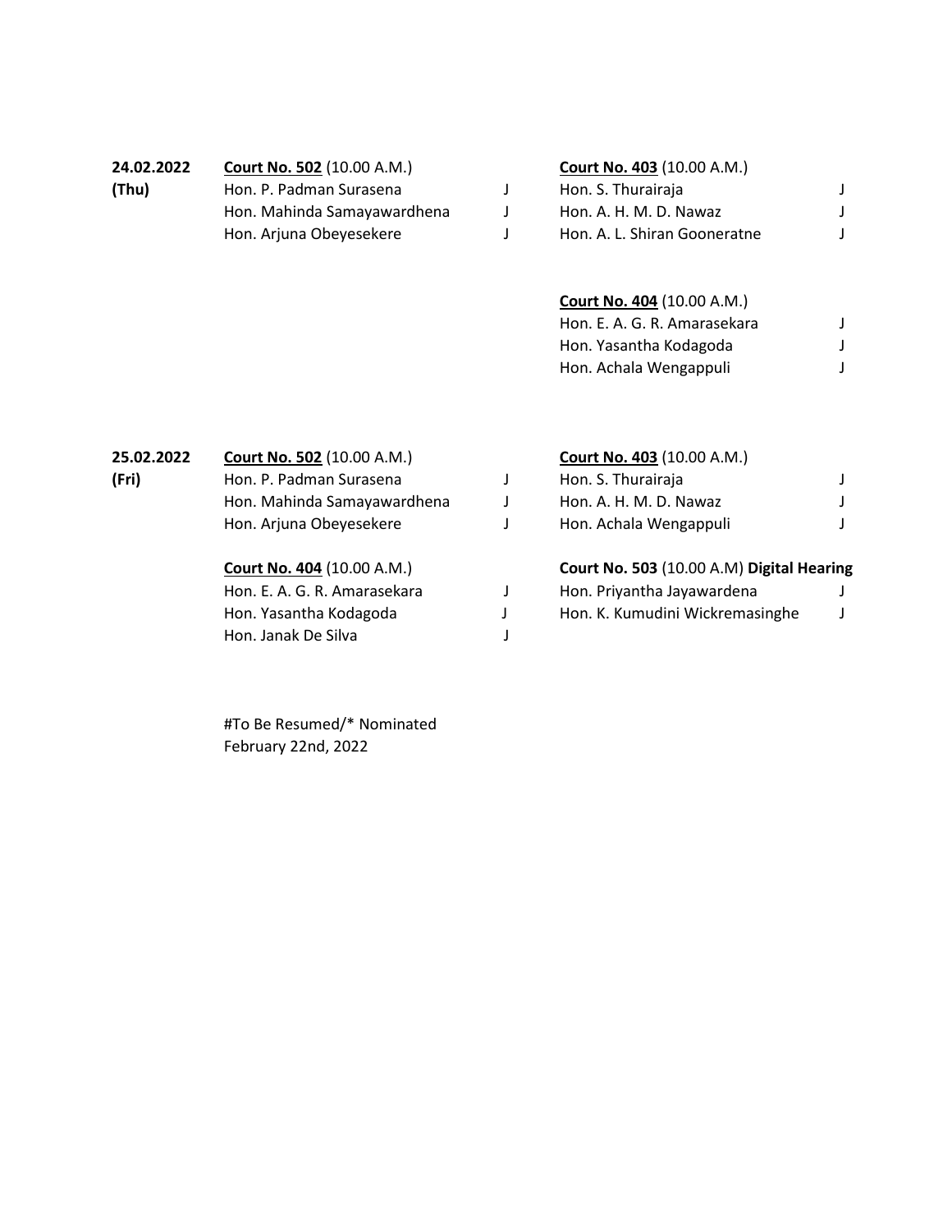**24.02.2022**
**(Thu)**

**Court No. 502** (10.00 A.M.)

| | |
|---|---|
| Hon. P. Padman Surasena | J |
| Hon. Mahinda Samayawardhena | J |
| Hon. Arjuna Obeyesekere | J |

**Court No. 403** (10.00 A.M.)

| | |
|---|---|
| Hon. S. Thurairaja | J |
| Hon. A. H. M. D. Nawaz | J |
| Hon. A. L. Shiran Gooneratne | J |

**Court No. 404** (10.00 A.M.)

| | |
|---|---|
| Hon. E. A. G. R. Amarasekara | J |
| Hon. Yasantha Kodagoda | J |
| Hon. Achala Wengappuli | J |

**25.02.2022**
**(Fri)**

**Court No. 502** (10.00 A.M.)

| | |
|---|---|
| Hon. P. Padman Surasena | J |
| Hon. Mahinda Samayawardhena | J |
| Hon. Arjuna Obeyesekere | J |

**Court No. 403** (10.00 A.M.)

| | |
|---|---|
| Hon. S. Thurairaja | J |
| Hon. A. H. M. D. Nawaz | J |
| Hon. Achala Wengappuli | J |

**Court No. 404** (10.00 A.M.)

| | |
|---|---|
| Hon. E. A. G. R. Amarasekara | J |
| Hon. Yasantha Kodagoda | J |
| Hon. Janak De Silva | J |

**Court No. 503** (10.00 A.M) **Digital Hearing**

| | |
|---|---|
| Hon. Priyantha Jayawardena | J |
| Hon. K. Kumudini Wickremasinghe | J |

#To Be Resumed/* Nominated
February 22nd, 2022